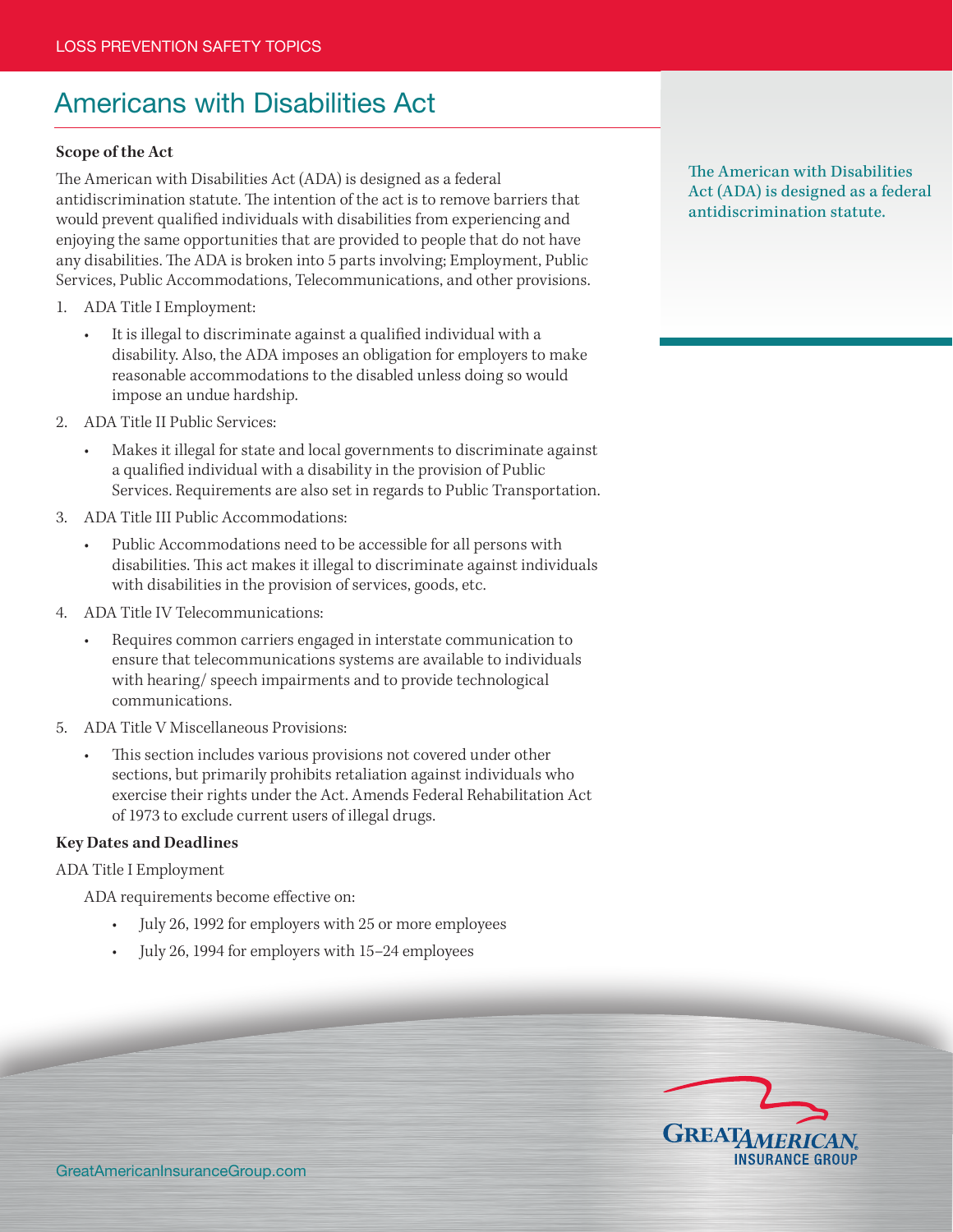# Americans with Disabilities Act

**Scope of the Act**

The American with Disabilities Act (ADA) is designed as a federal antidiscrimination statute. The intention of the act is to remove barriers that would prevent qualified individuals with disabilities from experiencing and enjoying the same opportunities that are provided to people that do not have any disabilities. The ADA is broken into 5 parts involving; Employment, Public Services, Public Accommodations, Telecommunications, and other provisions.

> The American with Disabilities Act (ADA) is designed as a federal antidiscrimination statute.

1. ADA Title I Employment:
   - It is illegal to discriminate against a qualified individual with a disability. Also, the ADA imposes an obligation for employers to make reasonable accommodations to the disabled unless doing so would impose an undue hardship.
2. ADA Title II Public Services:
   - Makes it illegal for state and local governments to discriminate against a qualified individual with a disability in the provision of Public Services. Requirements are also set in regards to Public Transportation.
3. ADA Title III Public Accommodations:
   - Public Accommodations need to be accessible for all persons with disabilities. This act makes it illegal to discriminate against individuals with disabilities in the provision of services, goods, etc.
4. ADA Title IV Telecommunications:
   - Requires common carriers engaged in interstate communication to ensure that telecommunications systems are available to individuals with hearing/ speech impairments and to provide technological communications.
5. ADA Title V Miscellaneous Provisions:
   - This section includes various provisions not covered under other sections, but primarily prohibits retaliation against individuals who exercise their rights under the Act. Amends Federal Rehabilitation Act of 1973 to exclude current users of illegal drugs.

**Key Dates and Deadlines**

ADA Title I Employment

ADA requirements become effective on:

- July 26, 1992 for employers with 25 or more employees
- July 26, 1994 for employers with 15–24 employees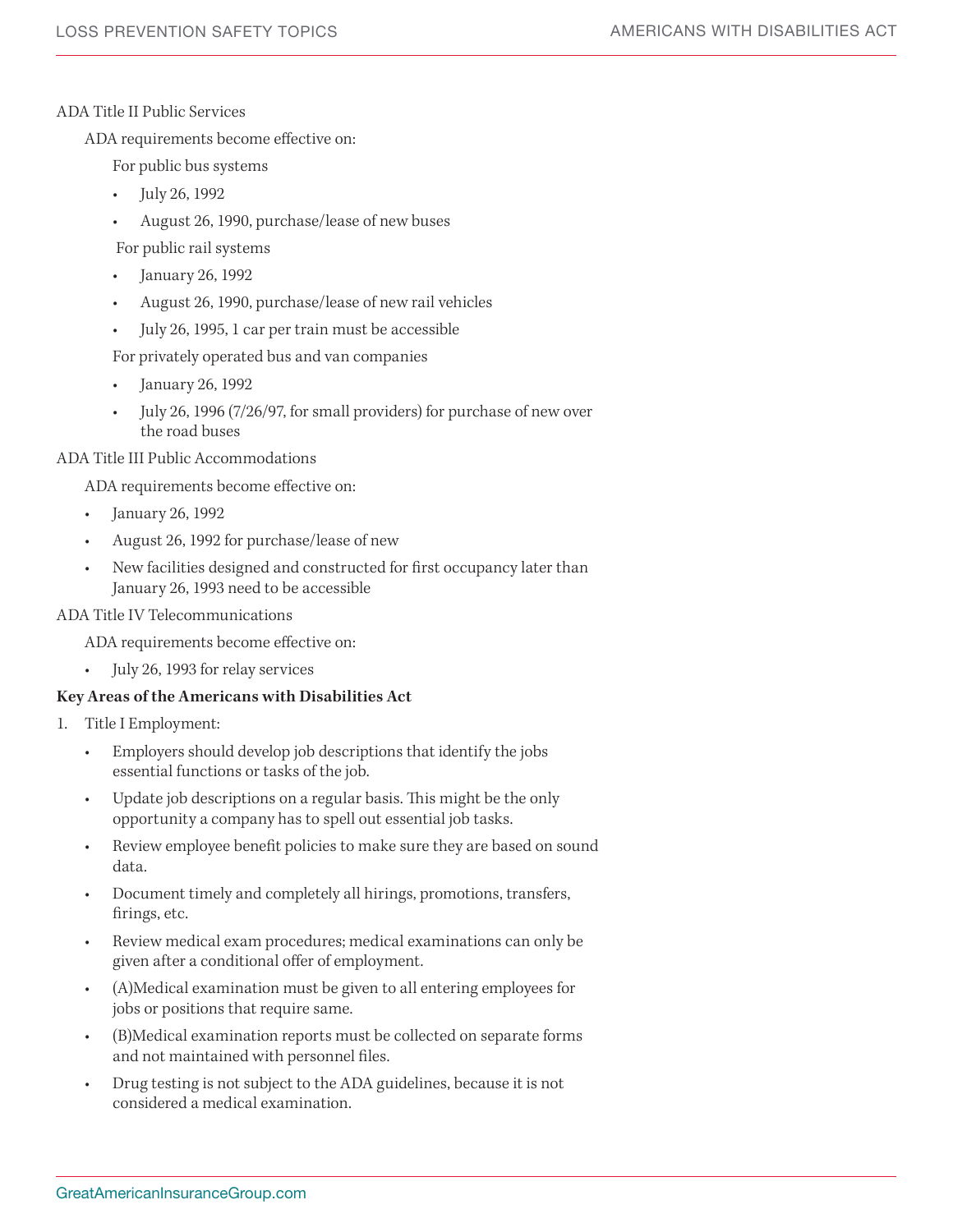ADA Title II Public Services

ADA requirements become effective on:

For public bus systems

- July 26, 1992
- August 26, 1990, purchase/lease of new buses

For public rail systems

- January 26, 1992
- August 26, 1990, purchase/lease of new rail vehicles
- July 26, 1995, 1 car per train must be accessible

For privately operated bus and van companies

- January 26, 1992
- July 26, 1996 (7/26/97, for small providers) for purchase of new over the road buses

ADA Title III Public Accommodations

ADA requirements become effective on:

- January 26, 1992
- August 26, 1992 for purchase/lease of new
- New facilities designed and constructed for first occupancy later than January 26, 1993 need to be accessible

ADA Title IV Telecommunications

ADA requirements become effective on:

- July 26, 1993 for relay services

**Key Areas of the Americans with Disabilities Act**

1. Title I Employment:
   - Employers should develop job descriptions that identify the jobs essential functions or tasks of the job.
   - Update job descriptions on a regular basis. This might be the only opportunity a company has to spell out essential job tasks.
   - Review employee benefit policies to make sure they are based on sound data.
   - Document timely and completely all hirings, promotions, transfers, firings, etc.
   - Review medical exam procedures; medical examinations can only be given after a conditional offer of employment.
   - (A)Medical examination must be given to all entering employees for jobs or positions that require same.
   - (B)Medical examination reports must be collected on separate forms and not maintained with personnel files.
   - Drug testing is not subject to the ADA guidelines, because it is not considered a medical examination.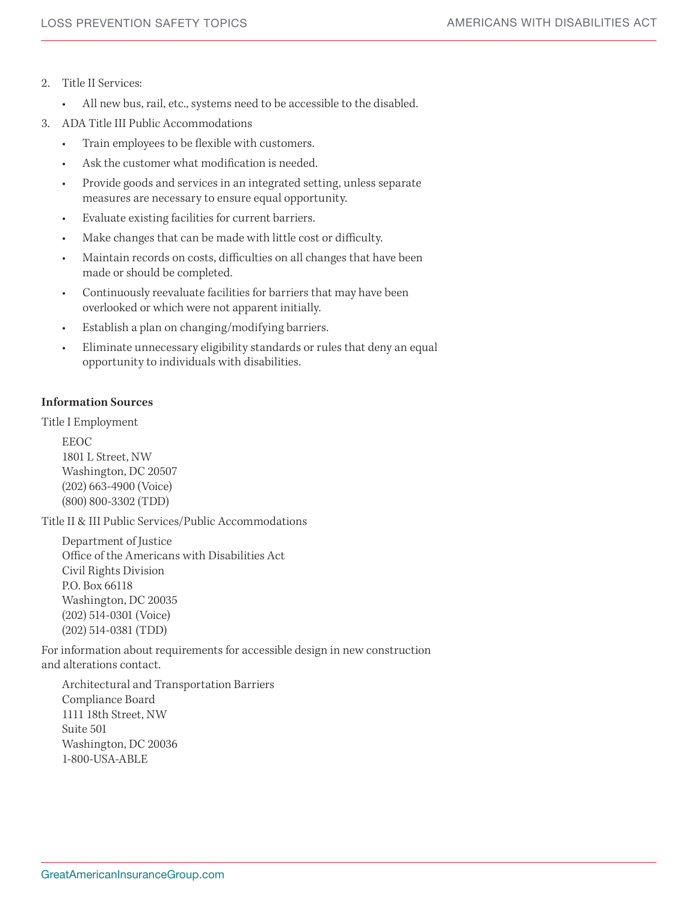2. Title II Services:
   - All new bus, rail, etc., systems need to be accessible to the disabled.
3. ADA Title III Public Accommodations
   - Train employees to be flexible with customers.
   - Ask the customer what modification is needed.
   - Provide goods and services in an integrated setting, unless separate measures are necessary to ensure equal opportunity.
   - Evaluate existing facilities for current barriers.
   - Make changes that can be made with little cost or difficulty.
   - Maintain records on costs, difficulties on all changes that have been made or should be completed.
   - Continuously reevaluate facilities for barriers that may have been overlooked or which were not apparent initially.
   - Establish a plan on changing/modifying barriers.
   - Eliminate unnecessary eligibility standards or rules that deny an equal opportunity to individuals with disabilities.

**Information Sources**

Title I Employment

EEOC
1801 L Street, NW
Washington, DC 20507
(202) 663-4900 (Voice)
(800) 800-3302 (TDD)

Title II & III Public Services/Public Accommodations

Department of Justice
Office of the Americans with Disabilities Act
Civil Rights Division
P.O. Box 66118
Washington, DC 20035
(202) 514-0301 (Voice)
(202) 514-0381 (TDD)

For information about requirements for accessible design in new construction and alterations contact.

Architectural and Transportation Barriers
Compliance Board
1111 18th Street, NW
Suite 501
Washington, DC 20036
1-800-USA-ABLE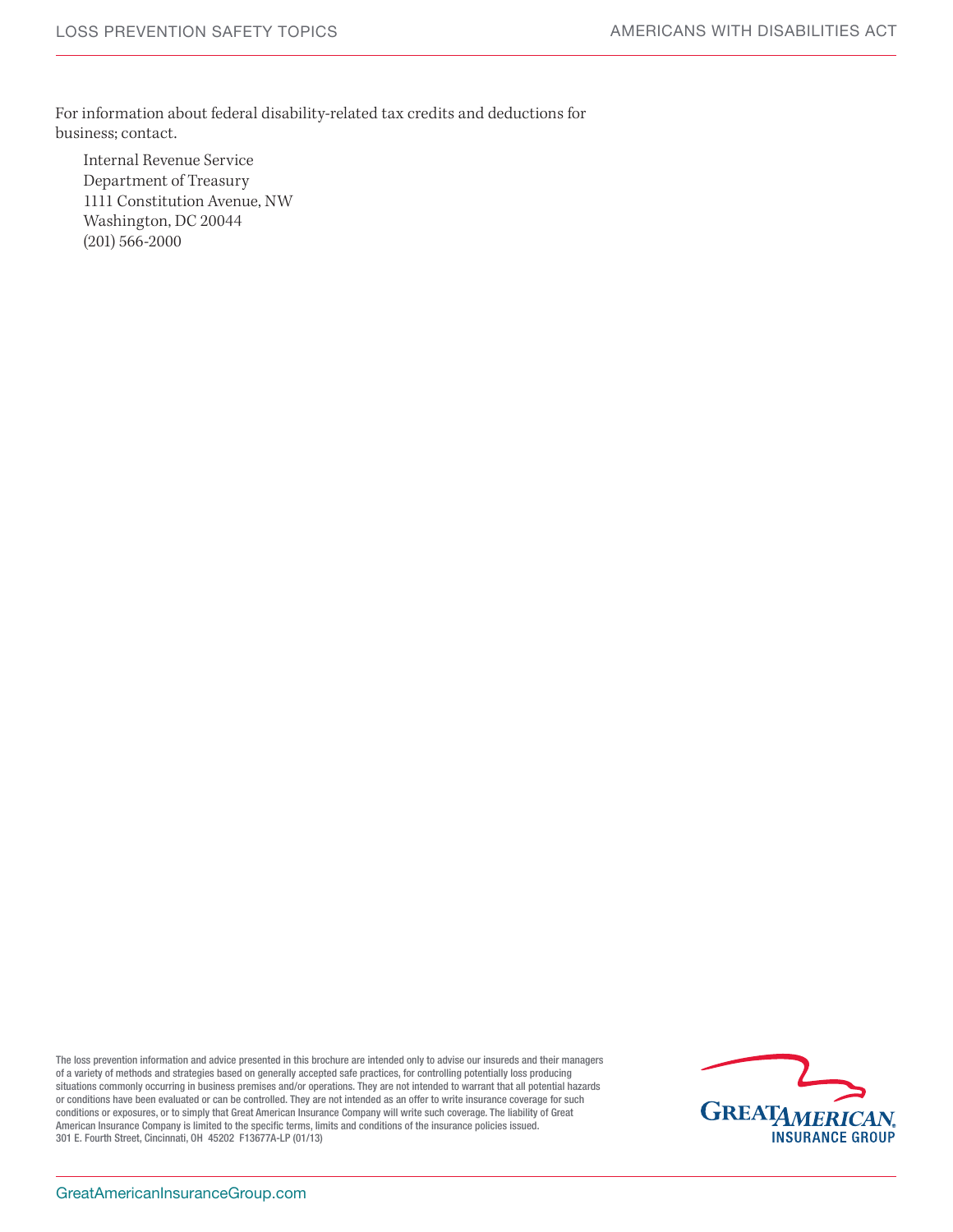For information about federal disability-related tax credits and deductions for business; contact.

Internal Revenue Service
Department of Treasury
1111 Constitution Avenue, NW
Washington, DC 20044
(201) 566-2000

The loss prevention information and advice presented in this brochure are intended only to advise our insureds and their managers of a variety of methods and strategies based on generally accepted safe practices, for controlling potentially loss producing situations commonly occurring in business premises and/or operations. They are not intended to warrant that all potential hazards or conditions have been evaluated or can be controlled. They are not intended as an offer to write insurance coverage for such conditions or exposures, or to simply that Great American Insurance Company will write such coverage. The liability of Great American Insurance Company is limited to the specific terms, limits and conditions of the insurance policies issued.
301 E. Fourth Street, Cincinnati, OH 45202 F13677A-LP (01/13)

GREAT AMERICAN INSURANCE GROUP

GreatAmericanInsuranceGroup.com